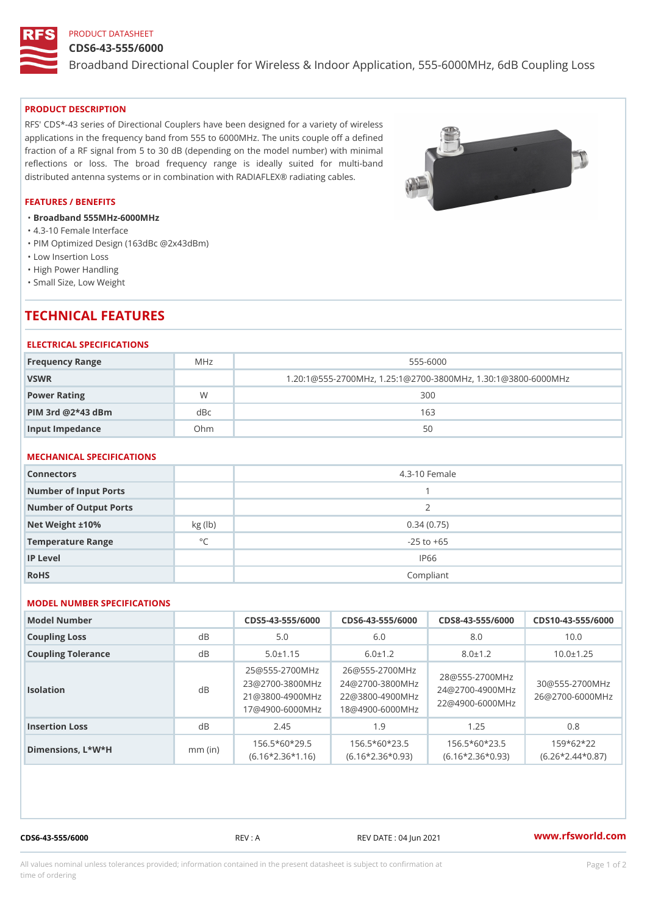PRODUCT DATASHEET

# CDS6-43-555/6000

Broadband Directional Coupler for Wireless & Indoor Application, 555-6000MHz, 6dB Coupling Loss

## PRODUCT DESCRIPTION

RFS' CDS*-43 series of Directional Couplers have been designed for a variety of wireless applications in the frequency band from 555 to 6000MHz. The units couple off a defined fraction of a RF signal from 5 to 30 dB (depending on the model number) with minimal reflections or loss. The broad frequency range is ideally suited for multi-band distributed antenna systems or in combination with RADIAFLEX® radiating cables.

## FEATURES / BENEFITS

- **Broadband 555MHz-6000MHz**
- 4.3-10 Female Interface
- PIM Optimized Design (163dBc @2x43dBm)
- Low Insertion Loss
- High Power Handling
- Small Size, Low Weight

# TECHNICAL FEATURES

### ELECTRICAL SPECIFICATIONS

| | | |
|---|---|---|
| Frequency Range | MHz | 555-6000 |
| VSWR | | 1.20:1@555-2700MHz, 1.25:1@2700-3800MHz, 1.30:1@3800-6000MHz |
| Power Rating | W | 300 |
| PIM 3rd @2*43 dBm | dBc | 163 |
| Input Impedance | Ohm | 50 |

### MECHANICAL SPECIFICATIONS

| | | |
|---|---|---|
| Connectors | | 4.3-10 Female |
| Number of Input Ports | | 1 |
| Number of Output Ports | | 2 |
| Net Weight ±10% | kg (lb) | 0.34 (0.75) |
| Temperature Range | °C | -25 to +65 |
| IP Level | | IP66 |
| RoHS | | Compliant |

### MODEL NUMBER SPECIFICATIONS

| Model Number | | CDS5-43-555/6000 | CDS6-43-555/6000 | CDS8-43-555/6000 | CDS10-43-555/6000 |
|---|---|---|---|---|---|
| Coupling Loss | dB | 5.0 | 6.0 | 8.0 | 10.0 |
| Coupling Tolerance | dB | 5.0±1.15 | 6.0±1.2 | 8.0±1.2 | 10.0±1.25 |
| Isolation | dB | 25@555-2700MHz<br>23@2700-3800MHz<br>21@3800-4900MHz<br>17@4900-6000MHz | 26@555-2700MHz<br>24@2700-3800MHz<br>22@3800-4900MHz<br>18@4900-6000MHz | 28@555-2700MHz<br>24@2700-4900MHz<br>22@4900-6000MHz | 30@555-2700MHz<br>26@2700-6000MHz |
| Insertion Loss | dB | 2.45 | 1.9 | 1.25 | 0.8 |
| Dimensions, L*W*H | mm (in) | 156.5*60*29.5<br>(6.16*2.36*1.16) | 156.5*60*23.5<br>(6.16*2.36*0.93) | 156.5*60*23.5<br>(6.16*2.36*0.93) | 159*62*22<br>(6.26*2.44*0.87) |

CDS6-43-555/6000 REV : A REV DATE : 04 Jun 2021 www.rfsworld.com

All values nominal unless tolerances provided; information contained in the present datasheet is subject to confirmation at time of ordering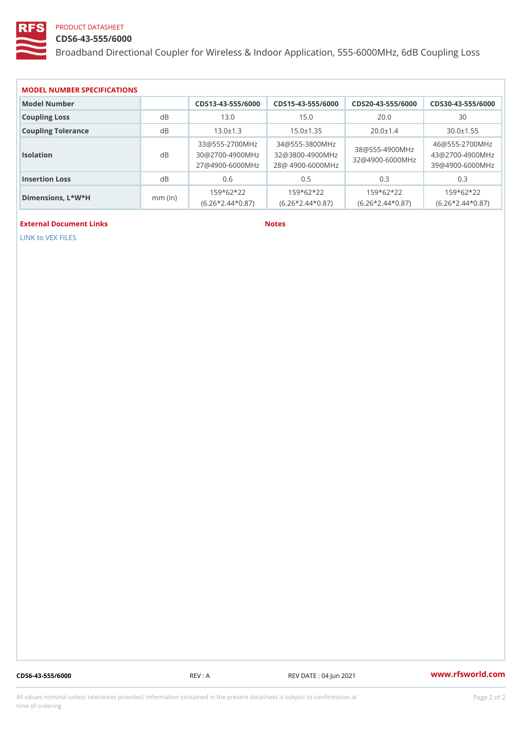PRODUCT DATASHEET

# CDS6-43-555/6000

Broadband Directional Coupler for Wireless & Indoor Application, 555-6000MHz, 6dB Coupling Loss

## MODEL NUMBER SPECIFICATIONS

| Model Number | | CDS13-43-555/6000 | CDS15-43-555/6000 | CDS20-43-555/6000 | CDS30-43-555/6000 |
|---|---|---|---|---|---|
| Coupling Loss | dB | 13.0 | 15.0 | 20.0 | 30 |
| Coupling Tolerance | dB | 13.0±1.3 | 15.0±1.35 | 20.0±1.4 | 30.0±1.55 |
| Isolation | dB | 33@555-2700MHz 30@2700-4900MHz 27@4900-6000MHz | 34@555-3800MHz 32@3800-4900MHz 28@ 4900-6000MHz | 38@555-4900MHz 32@4900-6000MHz | 46@555-2700MHz 43@2700-4900MHz 39@4900-6000MHz |
| Insertion Loss | dB | 0.6 | 0.5 | 0.3 | 0.3 |
| Dimensions, L*W*H | mm (in) | 159*62*22 (6.26*2.44*0.87) | 159*62*22 (6.26*2.44*0.87) | 159*62*22 (6.26*2.44*0.87) | 159*62*22 (6.26*2.44*0.87) |

### External Document Links

LINK to VEX FILES

### Notes

CDS6-43-555/6000 REV : A REV DATE : 04 Jun 2021 www.rfsworld.com

All values nominal unless tolerances provided; information contained in the present datasheet is subject to confirmation at time of ordering